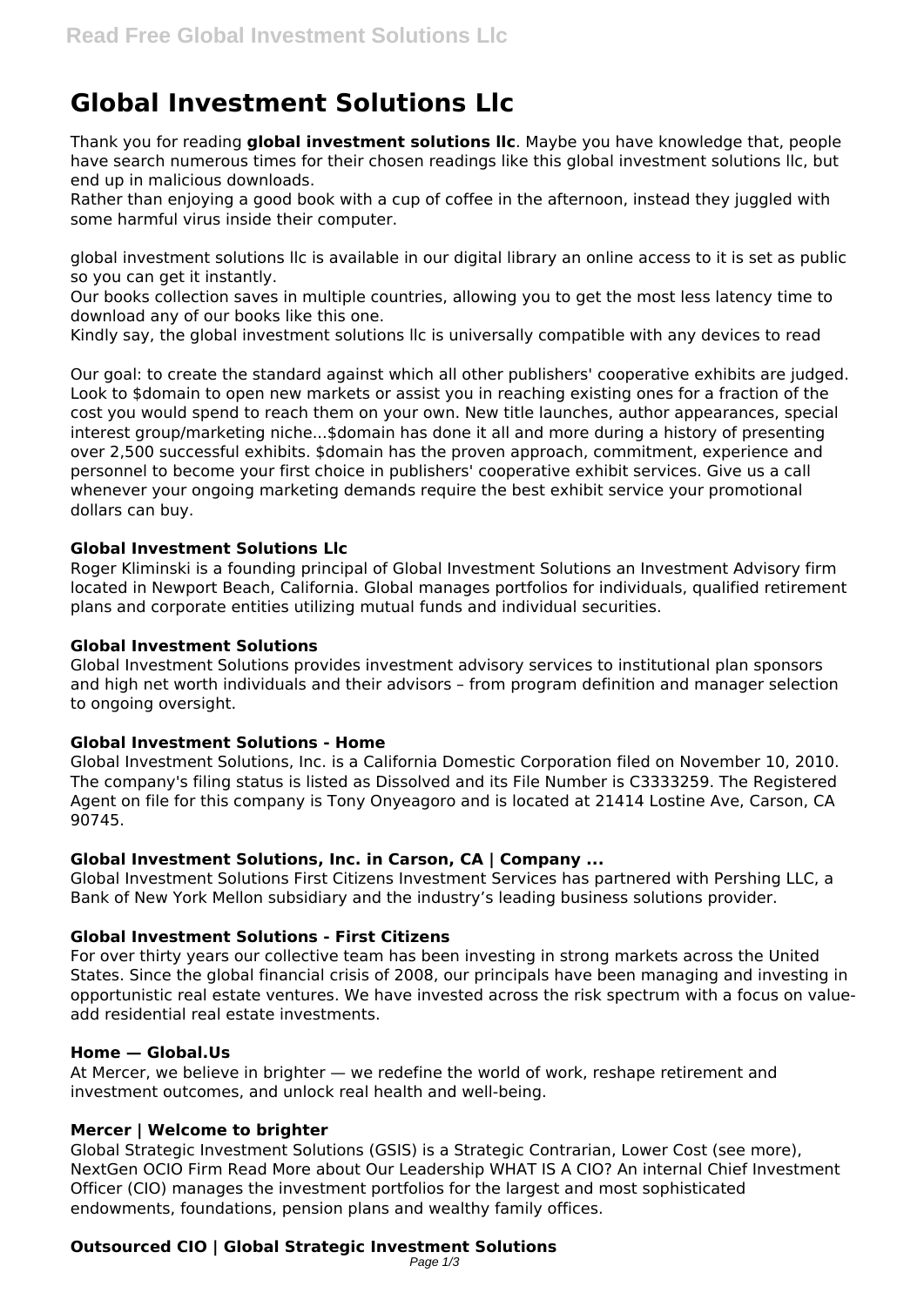# Global Investment Solutions Llc

Thank you for reading **global investment solutions llc**. Maybe you have knowledge that, people have search numerous times for their chosen readings like this global investment solutions llc, but end up in malicious downloads.

Rather than enjoying a good book with a cup of coffee in the afternoon, instead they juggled with some harmful virus inside their computer.

global investment solutions llc is available in our digital library an online access to it is set as public so you can get it instantly.

Our books collection saves in multiple countries, allowing you to get the most less latency time to download any of our books like this one.

Kindly say, the global investment solutions llc is universally compatible with any devices to read

Our goal: to create the standard against which all other publishers' cooperative exhibits are judged. Look to $domain to open new markets or assist you in reaching existing ones for a fraction of the cost you would spend to reach them on your own. New title launches, author appearances, special interest group/marketing niche...$domain has done it all and more during a history of presenting over 2,500 successful exhibits. $domain has the proven approach, commitment, experience and personnel to become your first choice in publishers' cooperative exhibit services. Give us a call whenever your ongoing marketing demands require the best exhibit service your promotional dollars can buy.

### Global Investment Solutions Llc

Roger Kliminski is a founding principal of Global Investment Solutions an Investment Advisory firm located in Newport Beach, California. Global manages portfolios for individuals, qualified retirement plans and corporate entities utilizing mutual funds and individual securities.

### Global Investment Solutions

Global Investment Solutions provides investment advisory services to institutional plan sponsors and high net worth individuals and their advisors – from program definition and manager selection to ongoing oversight.

### Global Investment Solutions - Home

Global Investment Solutions, Inc. is a California Domestic Corporation filed on November 10, 2010. The company's filing status is listed as Dissolved and its File Number is C3333259. The Registered Agent on file for this company is Tony Onyeagoro and is located at 21414 Lostine Ave, Carson, CA 90745.

### Global Investment Solutions, Inc. in Carson, CA | Company ...

Global Investment Solutions First Citizens Investment Services has partnered with Pershing LLC, a Bank of New York Mellon subsidiary and the industry's leading business solutions provider.

### Global Investment Solutions - First Citizens

For over thirty years our collective team has been investing in strong markets across the United States. Since the global financial crisis of 2008, our principals have been managing and investing in opportunistic real estate ventures. We have invested across the risk spectrum with a focus on value-add residential real estate investments.

### Home — Global.Us

At Mercer, we believe in brighter — we redefine the world of work, reshape retirement and investment outcomes, and unlock real health and well-being.

### Mercer | Welcome to brighter

Global Strategic Investment Solutions (GSIS) is a Strategic Contrarian, Lower Cost (see more), NextGen OCIO Firm Read More about Our Leadership WHAT IS A CIO? An internal Chief Investment Officer (CIO) manages the investment portfolios for the largest and most sophisticated endowments, foundations, pension plans and wealthy family offices.

### Outsourced CIO | Global Strategic Investment Solutions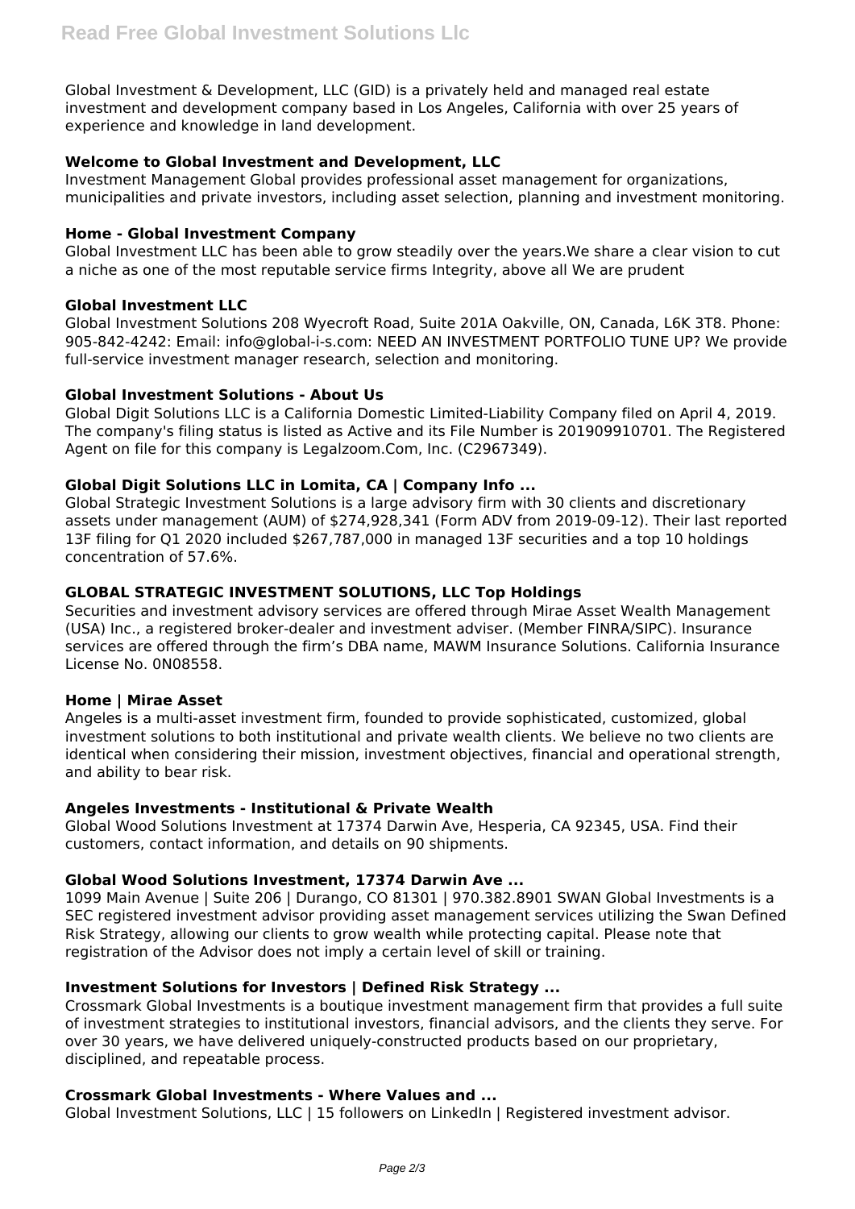Global Investment & Development, LLC (GID) is a privately held and managed real estate investment and development company based in Los Angeles, California with over 25 years of experience and knowledge in land development.

### Welcome to Global Investment and Development, LLC

Investment Management Global provides professional asset management for organizations, municipalities and private investors, including asset selection, planning and investment monitoring.

### Home - Global Investment Company

Global Investment LLC has been able to grow steadily over the years.We share a clear vision to cut a niche as one of the most reputable service firms Integrity, above all We are prudent

### Global Investment LLC

Global Investment Solutions 208 Wyecroft Road, Suite 201A Oakville, ON, Canada, L6K 3T8. Phone: 905-842-4242: Email: info@global-i-s.com: NEED AN INVESTMENT PORTFOLIO TUNE UP? We provide full-service investment manager research, selection and monitoring.

### Global Investment Solutions - About Us

Global Digit Solutions LLC is a California Domestic Limited-Liability Company filed on April 4, 2019. The company's filing status is listed as Active and its File Number is 201909910701. The Registered Agent on file for this company is Legalzoom.Com, Inc. (C2967349).

### Global Digit Solutions LLC in Lomita, CA | Company Info ...

Global Strategic Investment Solutions is a large advisory firm with 30 clients and discretionary assets under management (AUM) of $274,928,341 (Form ADV from 2019-09-12). Their last reported 13F filing for Q1 2020 included $267,787,000 in managed 13F securities and a top 10 holdings concentration of 57.6%.

### GLOBAL STRATEGIC INVESTMENT SOLUTIONS, LLC Top Holdings

Securities and investment advisory services are offered through Mirae Asset Wealth Management (USA) Inc., a registered broker-dealer and investment adviser. (Member FINRA/SIPC). Insurance services are offered through the firm's DBA name, MAWM Insurance Solutions. California Insurance License No. 0N08558.

### Home | Mirae Asset

Angeles is a multi-asset investment firm, founded to provide sophisticated, customized, global investment solutions to both institutional and private wealth clients. We believe no two clients are identical when considering their mission, investment objectives, financial and operational strength, and ability to bear risk.

### Angeles Investments - Institutional & Private Wealth

Global Wood Solutions Investment at 17374 Darwin Ave, Hesperia, CA 92345, USA. Find their customers, contact information, and details on 90 shipments.

### Global Wood Solutions Investment, 17374 Darwin Ave ...

1099 Main Avenue | Suite 206 | Durango, CO 81301 | 970.382.8901 SWAN Global Investments is a SEC registered investment advisor providing asset management services utilizing the Swan Defined Risk Strategy, allowing our clients to grow wealth while protecting capital. Please note that registration of the Advisor does not imply a certain level of skill or training.

### Investment Solutions for Investors | Defined Risk Strategy ...

Crossmark Global Investments is a boutique investment management firm that provides a full suite of investment strategies to institutional investors, financial advisors, and the clients they serve. For over 30 years, we have delivered uniquely-constructed products based on our proprietary, disciplined, and repeatable process.

### Crossmark Global Investments - Where Values and ...

Global Investment Solutions, LLC | 15 followers on LinkedIn | Registered investment advisor.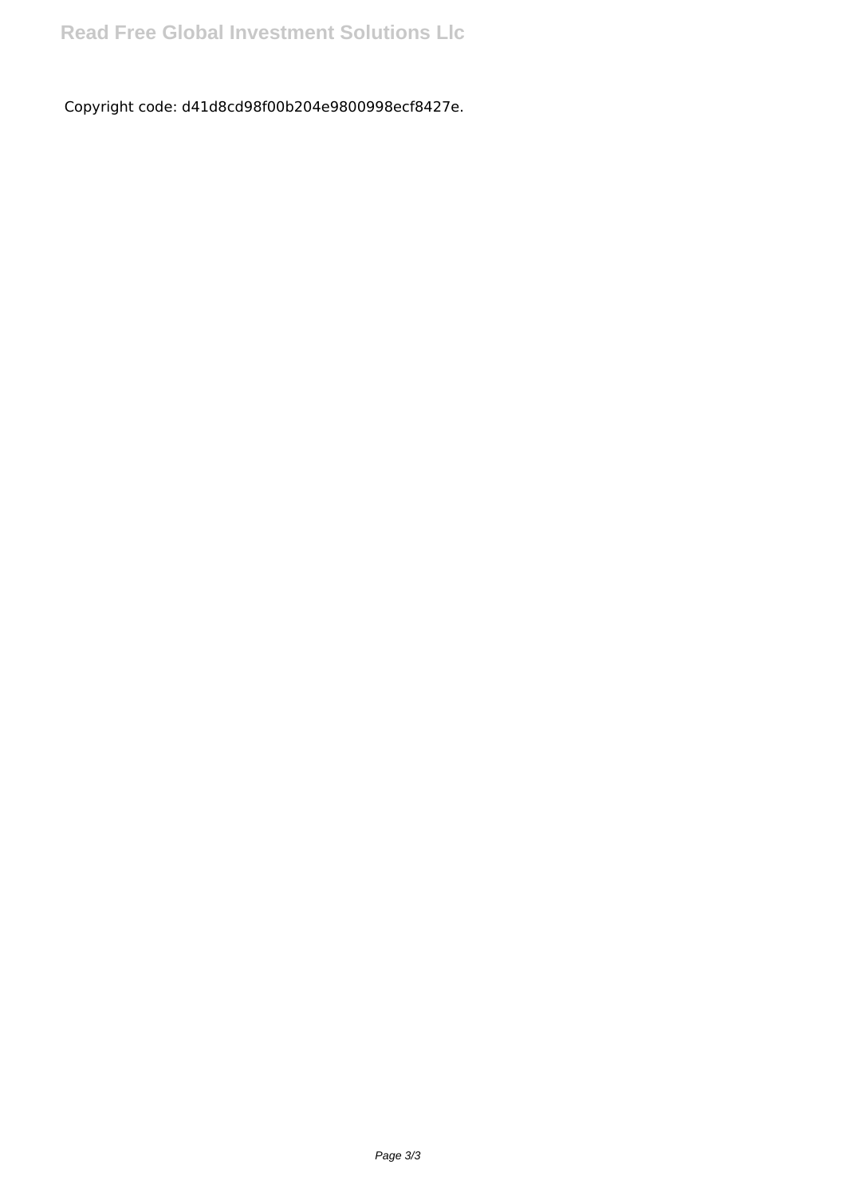Copyright code: d41d8cd98f00b204e9800998ecf8427e.